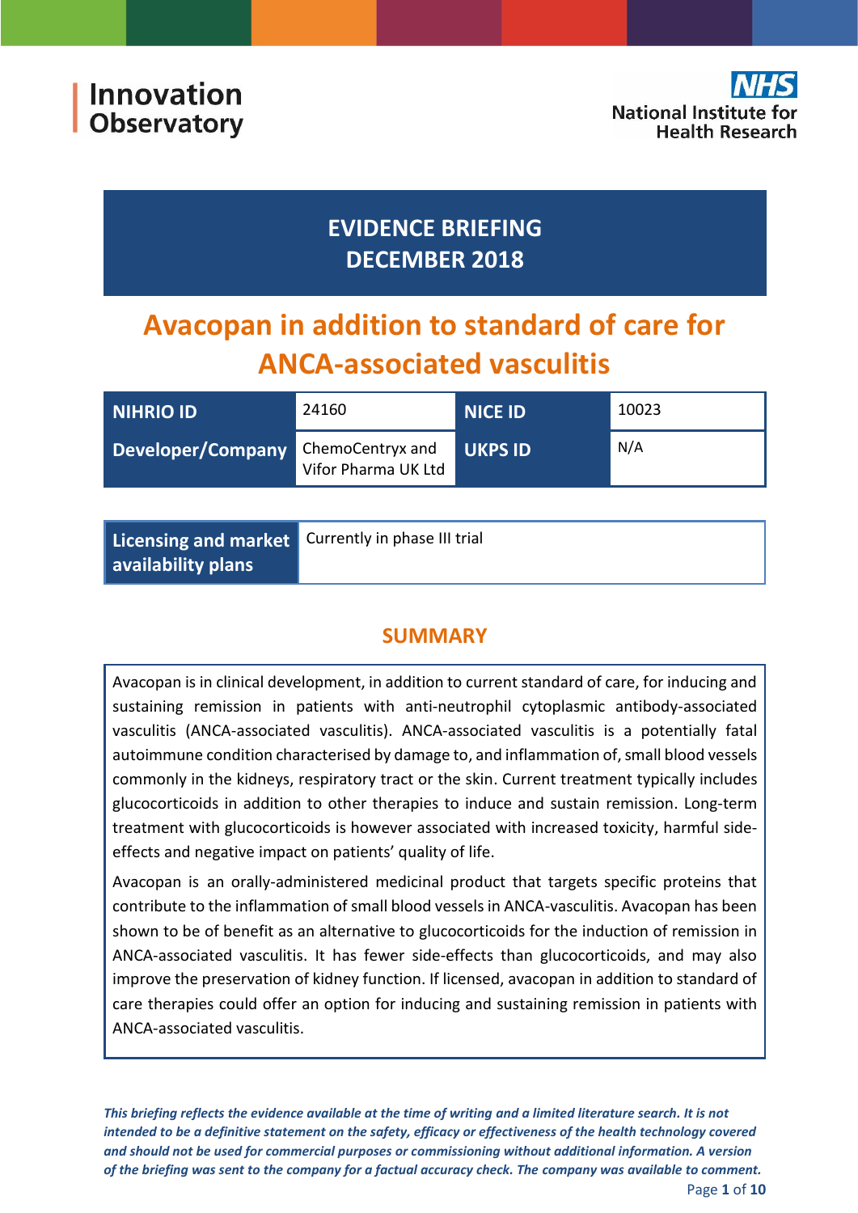Innovation Observatory

NHS National Institute for Health Research

# EVIDENCE BRIEFING
# DECEMBER 2018

# Avacopan in addition to standard of care for ANCA-associated vasculitis

| NIHRIO ID | 24160 | NICE ID | 10023 |
|---|---|---|---|
| Developer/Company | ChemoCentryx and Vifor Pharma UK Ltd | UKPS ID | N/A |

| Licensing and market availability plans | Currently in phase III trial |
|---|---|

## SUMMARY

Avacopan is in clinical development, in addition to current standard of care, for inducing and sustaining remission in patients with anti-neutrophil cytoplasmic antibody-associated vasculitis (ANCA-associated vasculitis). ANCA-associated vasculitis is a potentially fatal autoimmune condition characterised by damage to, and inflammation of, small blood vessels commonly in the kidneys, respiratory tract or the skin. Current treatment typically includes glucocorticoids in addition to other therapies to induce and sustain remission. Long-term treatment with glucocorticoids is however associated with increased toxicity, harmful side-effects and negative impact on patients' quality of life.

Avacopan is an orally-administered medicinal product that targets specific proteins that contribute to the inflammation of small blood vessels in ANCA-vasculitis. Avacopan has been shown to be of benefit as an alternative to glucocorticoids for the induction of remission in ANCA-associated vasculitis. It has fewer side-effects than glucocorticoids, and may also improve the preservation of kidney function. If licensed, avacopan in addition to standard of care therapies could offer an option for inducing and sustaining remission in patients with ANCA-associated vasculitis.

***This briefing reflects the evidence available at the time of writing and a limited literature search. It is not intended to be a definitive statement on the safety, efficacy or effectiveness of the health technology covered and should not be used for commercial purposes or commissioning without additional information. A version of the briefing was sent to the company for a factual accuracy check. The company was available to comment.***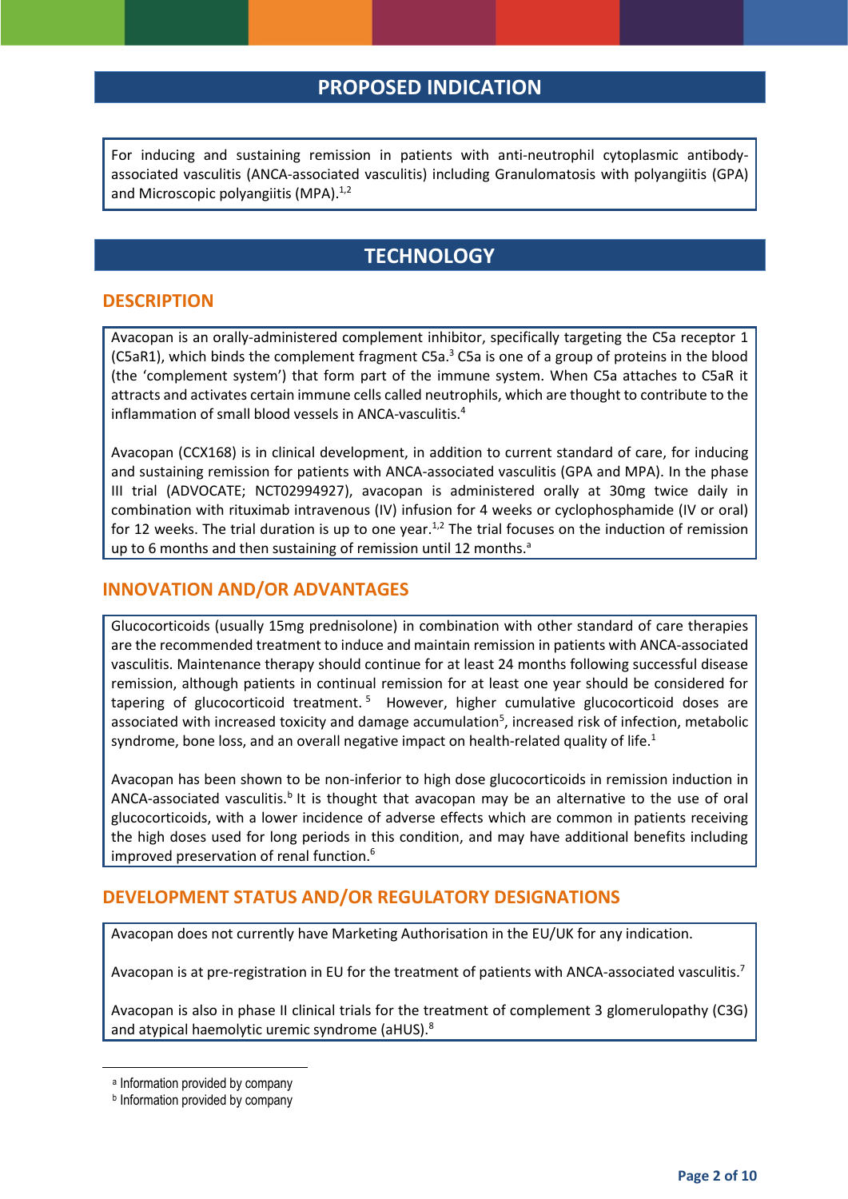## PROPOSED INDICATION

For inducing and sustaining remission in patients with anti-neutrophil cytoplasmic antibody-associated vasculitis (ANCA-associated vasculitis) including Granulomatosis with polyangiitis (GPA) and Microscopic polyangiitis (MPA).[1,2]

## TECHNOLOGY

### DESCRIPTION

Avacopan is an orally-administered complement inhibitor, specifically targeting the C5a receptor 1 (C5aR1), which binds the complement fragment C5a.[3] C5a is one of a group of proteins in the blood (the 'complement system') that form part of the immune system. When C5a attaches to C5aR it attracts and activates certain immune cells called neutrophils, which are thought to contribute to the inflammation of small blood vessels in ANCA-vasculitis.[4]

Avacopan (CCX168) is in clinical development, in addition to current standard of care, for inducing and sustaining remission for patients with ANCA-associated vasculitis (GPA and MPA). In the phase III trial (ADVOCATE; NCT02994927), avacopan is administered orally at 30mg twice daily in combination with rituximab intravenous (IV) infusion for 4 weeks or cyclophosphamide (IV or oral) for 12 weeks. The trial duration is up to one year.[1,2] The trial focuses on the induction of remission up to 6 months and then sustaining of remission until 12 months.[a]

### INNOVATION AND/OR ADVANTAGES

Glucocorticoids (usually 15mg prednisolone) in combination with other standard of care therapies are the recommended treatment to induce and maintain remission in patients with ANCA-associated vasculitis. Maintenance therapy should continue for at least 24 months following successful disease remission, although patients in continual remission for at least one year should be considered for tapering of glucocorticoid treatment.[5] However, higher cumulative glucocorticoid doses are associated with increased toxicity and damage accumulation[5], increased risk of infection, metabolic syndrome, bone loss, and an overall negative impact on health-related quality of life.[1]

Avacopan has been shown to be non-inferior to high dose glucocorticoids in remission induction in ANCA-associated vasculitis.[b] It is thought that avacopan may be an alternative to the use of oral glucocorticoids, with a lower incidence of adverse effects which are common in patients receiving the high doses used for long periods in this condition, and may have additional benefits including improved preservation of renal function.[6]

### DEVELOPMENT STATUS AND/OR REGULATORY DESIGNATIONS

Avacopan does not currently have Marketing Authorisation in the EU/UK for any indication.

Avacopan is at pre-registration in EU for the treatment of patients with ANCA-associated vasculitis.[7]

Avacopan is also in phase II clinical trials for the treatment of complement 3 glomerulopathy (C3G) and atypical haemolytic uremic syndrome (aHUS).[8]

---

[a] Information provided by company

[b] Information provided by company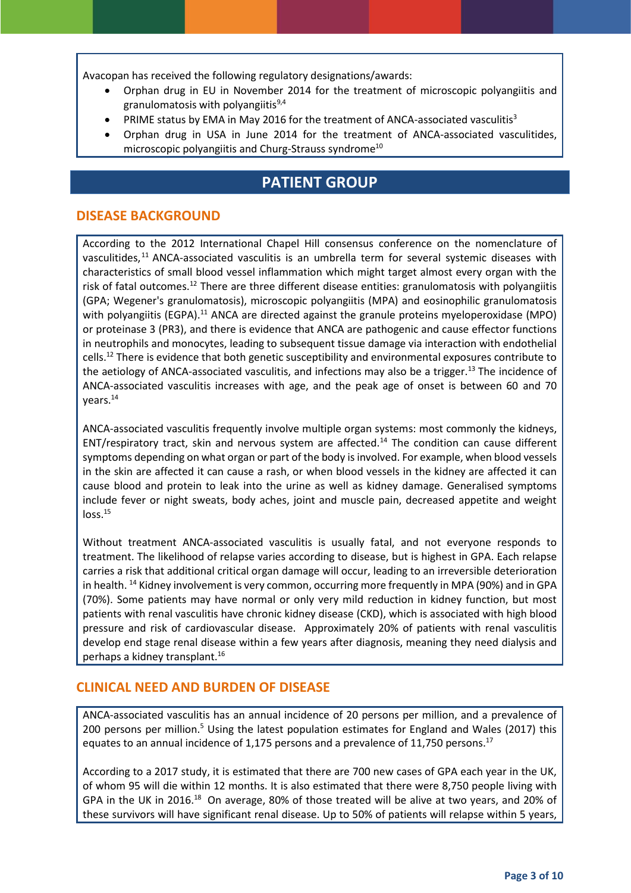Avacopan has received the following regulatory designations/awards:

- Orphan drug in EU in November 2014 for the treatment of microscopic polyangiitis and granulomatosis with polyangiitis[9,4]
- PRIME status by EMA in May 2016 for the treatment of ANCA-associated vasculitis[3]
- Orphan drug in USA in June 2014 for the treatment of ANCA-associated vasculitides, microscopic polyangiitis and Churg-Strauss syndrome[10]

# PATIENT GROUP

## DISEASE BACKGROUND

According to the 2012 International Chapel Hill consensus conference on the nomenclature of vasculitides,[11] ANCA-associated vasculitis is an umbrella term for several systemic diseases with characteristics of small blood vessel inflammation which might target almost every organ with the risk of fatal outcomes.[12] There are three different disease entities: granulomatosis with polyangiitis (GPA; Wegener's granulomatosis), microscopic polyangiitis (MPA) and eosinophilic granulomatosis with polyangiitis (EGPA).[11] ANCA are directed against the granule proteins myeloperoxidase (MPO) or proteinase 3 (PR3), and there is evidence that ANCA are pathogenic and cause effector functions in neutrophils and monocytes, leading to subsequent tissue damage via interaction with endothelial cells.[12] There is evidence that both genetic susceptibility and environmental exposures contribute to the aetiology of ANCA-associated vasculitis, and infections may also be a trigger.[13] The incidence of ANCA-associated vasculitis increases with age, and the peak age of onset is between 60 and 70 years.[14]

ANCA-associated vasculitis frequently involve multiple organ systems: most commonly the kidneys, ENT/respiratory tract, skin and nervous system are affected.[14] The condition can cause different symptoms depending on what organ or part of the body is involved. For example, when blood vessels in the skin are affected it can cause a rash, or when blood vessels in the kidney are affected it can cause blood and protein to leak into the urine as well as kidney damage. Generalised symptoms include fever or night sweats, body aches, joint and muscle pain, decreased appetite and weight loss.[15]

Without treatment ANCA-associated vasculitis is usually fatal, and not everyone responds to treatment. The likelihood of relapse varies according to disease, but is highest in GPA. Each relapse carries a risk that additional critical organ damage will occur, leading to an irreversible deterioration in health. [14] Kidney involvement is very common, occurring more frequently in MPA (90%) and in GPA (70%). Some patients may have normal or only very mild reduction in kidney function, but most patients with renal vasculitis have chronic kidney disease (CKD), which is associated with high blood pressure and risk of cardiovascular disease. Approximately 20% of patients with renal vasculitis develop end stage renal disease within a few years after diagnosis, meaning they need dialysis and perhaps a kidney transplant.[16]

## CLINICAL NEED AND BURDEN OF DISEASE

ANCA-associated vasculitis has an annual incidence of 20 persons per million, and a prevalence of 200 persons per million.[5] Using the latest population estimates for England and Wales (2017) this equates to an annual incidence of 1,175 persons and a prevalence of 11,750 persons.[17]

According to a 2017 study, it is estimated that there are 700 new cases of GPA each year in the UK, of whom 95 will die within 12 months. It is also estimated that there were 8,750 people living with GPA in the UK in 2016.[18] On average, 80% of those treated will be alive at two years, and 20% of these survivors will have significant renal disease. Up to 50% of patients will relapse within 5 years,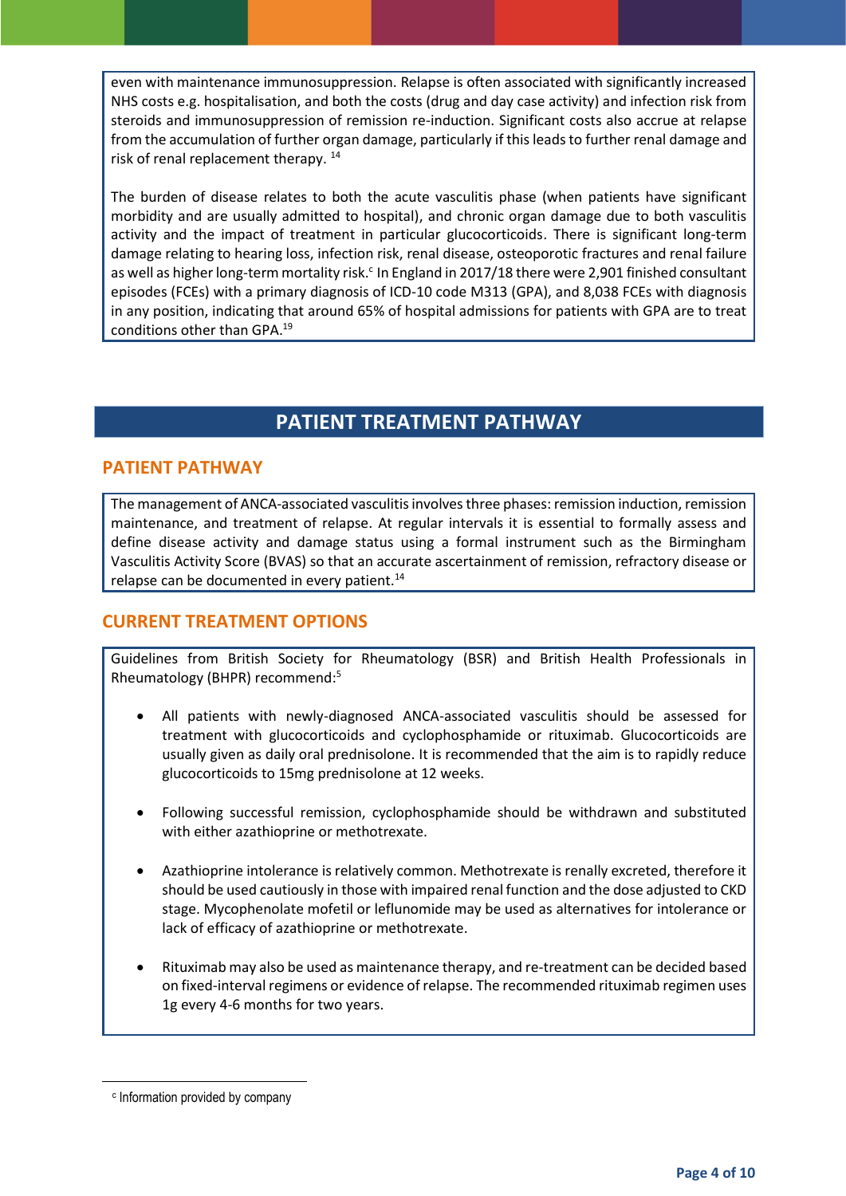even with maintenance immunosuppression. Relapse is often associated with significantly increased NHS costs e.g. hospitalisation, and both the costs (drug and day case activity) and infection risk from steroids and immunosuppression of remission re-induction. Significant costs also accrue at relapse from the accumulation of further organ damage, particularly if this leads to further renal damage and risk of renal replacement therapy. [14]

The burden of disease relates to both the acute vasculitis phase (when patients have significant morbidity and are usually admitted to hospital), and chronic organ damage due to both vasculitis activity and the impact of treatment in particular glucocorticoids. There is significant long-term damage relating to hearing loss, infection risk, renal disease, osteoporotic fractures and renal failure as well as higher long-term mortality risk.[c] In England in 2017/18 there were 2,901 finished consultant episodes (FCEs) with a primary diagnosis of ICD-10 code M313 (GPA), and 8,038 FCEs with diagnosis in any position, indicating that around 65% of hospital admissions for patients with GPA are to treat conditions other than GPA.[19]

# PATIENT TREATMENT PATHWAY

## PATIENT PATHWAY

The management of ANCA-associated vasculitis involves three phases: remission induction, remission maintenance, and treatment of relapse. At regular intervals it is essential to formally assess and define disease activity and damage status using a formal instrument such as the Birmingham Vasculitis Activity Score (BVAS) so that an accurate ascertainment of remission, refractory disease or relapse can be documented in every patient.[14]

## CURRENT TREATMENT OPTIONS

Guidelines from British Society for Rheumatology (BSR) and British Health Professionals in Rheumatology (BHPR) recommend:[5]

- All patients with newly-diagnosed ANCA-associated vasculitis should be assessed for treatment with glucocorticoids and cyclophosphamide or rituximab. Glucocorticoids are usually given as daily oral prednisolone. It is recommended that the aim is to rapidly reduce glucocorticoids to 15mg prednisolone at 12 weeks.
- Following successful remission, cyclophosphamide should be withdrawn and substituted with either azathioprine or methotrexate.
- Azathioprine intolerance is relatively common. Methotrexate is renally excreted, therefore it should be used cautiously in those with impaired renal function and the dose adjusted to CKD stage. Mycophenolate mofetil or leflunomide may be used as alternatives for intolerance or lack of efficacy of azathioprine or methotrexate.
- Rituximab may also be used as maintenance therapy, and re-treatment can be decided based on fixed-interval regimens or evidence of relapse. The recommended rituximab regimen uses 1g every 4-6 months for two years.

[c] Information provided by company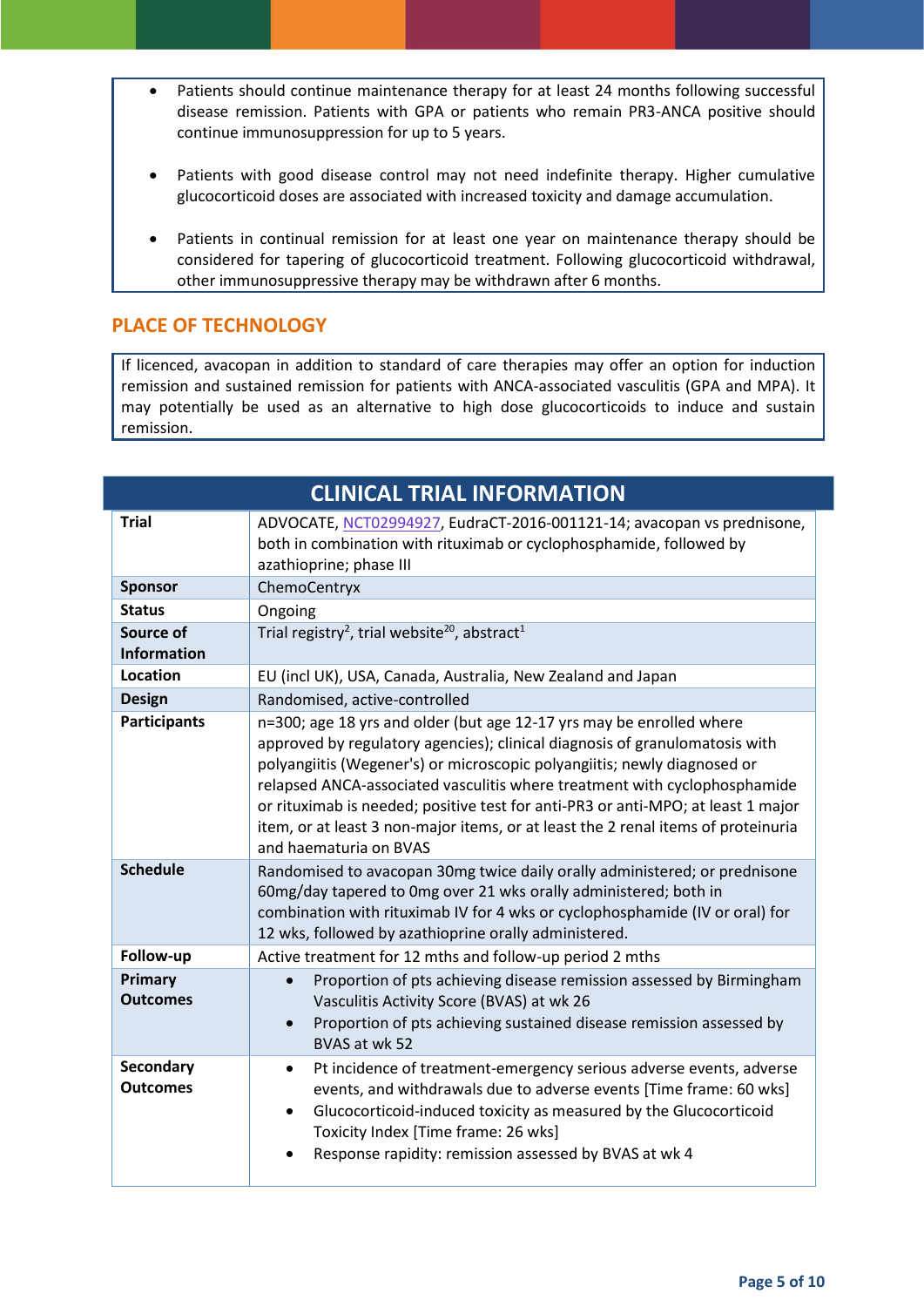- Patients should continue maintenance therapy for at least 24 months following successful disease remission. Patients with GPA or patients who remain PR3-ANCA positive should continue immunosuppression for up to 5 years.

- Patients with good disease control may not need indefinite therapy. Higher cumulative glucocorticoid doses are associated with increased toxicity and damage accumulation.

- Patients in continual remission for at least one year on maintenance therapy should be considered for tapering of glucocorticoid treatment. Following glucocorticoid withdrawal, other immunosuppressive therapy may be withdrawn after 6 months.

## PLACE OF TECHNOLOGY

If licenced, avacopan in addition to standard of care therapies may offer an option for induction remission and sustained remission for patients with ANCA-associated vasculitis (GPA and MPA). It may potentially be used as an alternative to high dose glucocorticoids to induce and sustain remission.

## CLINICAL TRIAL INFORMATION

| | |
|---|---|
| **Trial** | ADVOCATE, NCT02994927, EudraCT-2016-001121-14; avacopan vs prednisone, both in combination with rituximab or cyclophosphamide, followed by azathioprine; phase III |
| **Sponsor** | ChemoCentryx |
| **Status** | Ongoing |
| **Source of Information** | Trial registry[2], trial website[20], abstract[1] |
| **Location** | EU (incl UK), USA, Canada, Australia, New Zealand and Japan |
| **Design** | Randomised, active-controlled |
| **Participants** | n=300; age 18 yrs and older (but age 12-17 yrs may be enrolled where approved by regulatory agencies); clinical diagnosis of granulomatosis with polyangiitis (Wegener's) or microscopic polyangiitis; newly diagnosed or relapsed ANCA-associated vasculitis where treatment with cyclophosphamide or rituximab is needed; positive test for anti-PR3 or anti-MPO; at least 1 major item, or at least 3 non-major items, or at least the 2 renal items of proteinuria and haematuria on BVAS |
| **Schedule** | Randomised to avacopan 30mg twice daily orally administered; or prednisone 60mg/day tapered to 0mg over 21 wks orally administered; both in combination with rituximab IV for 4 wks or cyclophosphamide (IV or oral) for 12 wks, followed by azathioprine orally administered. |
| **Follow-up** | Active treatment for 12 mths and follow-up period 2 mths |
| **Primary Outcomes** | • Proportion of pts achieving disease remission assessed by Birmingham Vasculitis Activity Score (BVAS) at wk 26<br>• Proportion of pts achieving sustained disease remission assessed by BVAS at wk 52 |
| **Secondary Outcomes** | • Pt incidence of treatment-emergency serious adverse events, adverse events, and withdrawals due to adverse events [Time frame: 60 wks]<br>• Glucocorticoid-induced toxicity as measured by the Glucocorticoid Toxicity Index [Time frame: 26 wks]<br>• Response rapidity: remission assessed by BVAS at wk 4 |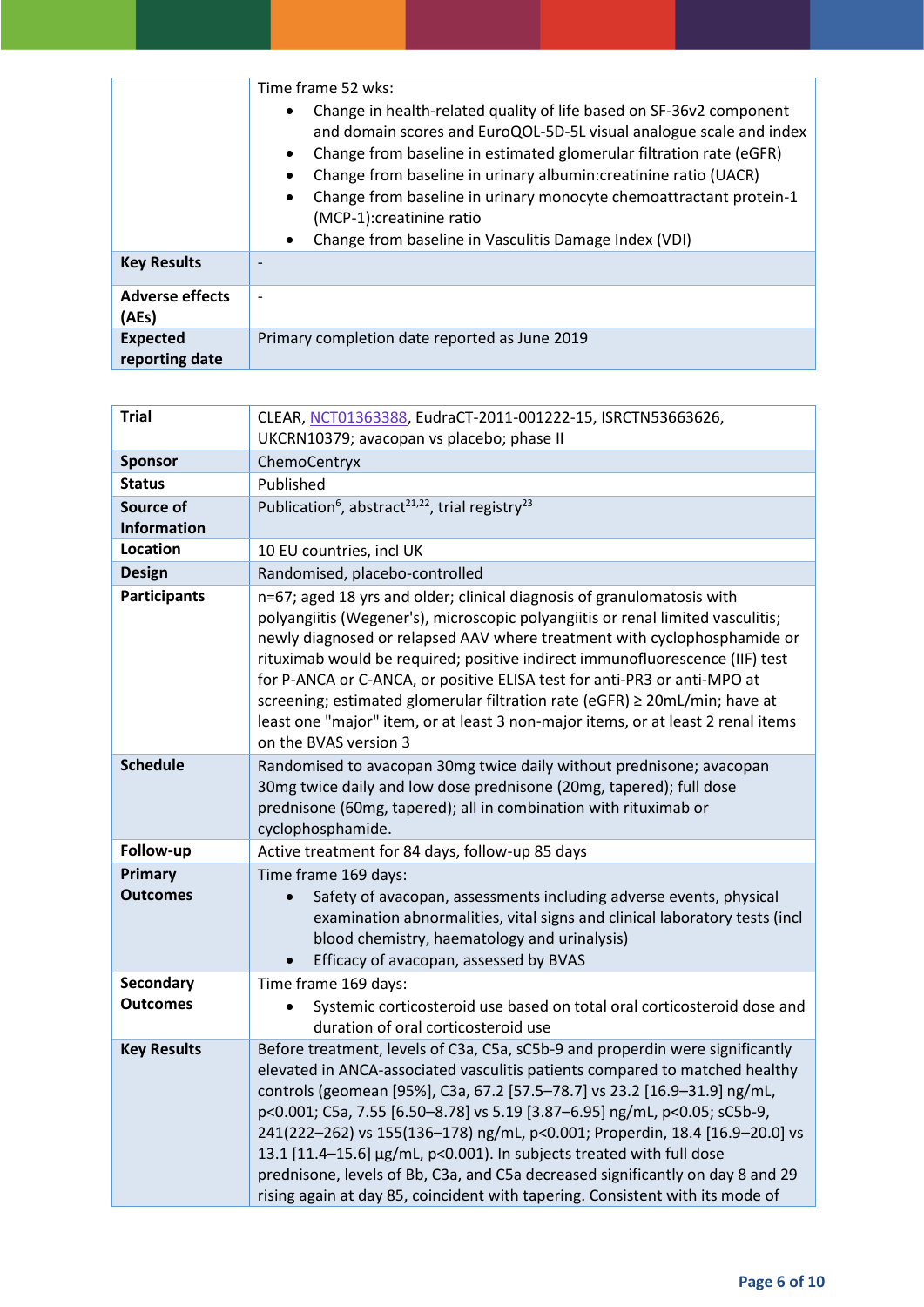| | |
|---|---|
| | Time frame 52 wks:<br>• Change in health-related quality of life based on SF-36v2 component and domain scores and EuroQOL-5D-5L visual analogue scale and index<br>• Change from baseline in estimated glomerular filtration rate (eGFR)<br>• Change from baseline in urinary albumin:creatinine ratio (UACR)<br>• Change from baseline in urinary monocyte chemoattractant protein-1 (MCP-1):creatinine ratio<br>• Change from baseline in Vasculitis Damage Index (VDI) |
| **Key Results** | - |
| **Adverse effects (AEs)** | - |
| **Expected reporting date** | Primary completion date reported as June 2019 |

| | |
|---|---|
| **Trial** | CLEAR, NCT01363388, EudraCT-2011-001222-15, ISRCTN53663626, UKCRN10379; avacopan vs placebo; phase II |
| **Sponsor** | ChemoCentryx |
| **Status** | Published |
| **Source of Information** | Publication[6], abstract[21,22], trial registry[23] |
| **Location** | 10 EU countries, incl UK |
| **Design** | Randomised, placebo-controlled |
| **Participants** | n=67; aged 18 yrs and older; clinical diagnosis of granulomatosis with polyangiitis (Wegener's), microscopic polyangiitis or renal limited vasculitis; newly diagnosed or relapsed AAV where treatment with cyclophosphamide or rituximab would be required; positive indirect immunofluorescence (IIF) test for P-ANCA or C-ANCA, or positive ELISA test for anti-PR3 or anti-MPO at screening; estimated glomerular filtration rate (eGFR) ≥ 20mL/min; have at least one "major" item, or at least 3 non-major items, or at least 2 renal items on the BVAS version 3 |
| **Schedule** | Randomised to avacopan 30mg twice daily without prednisone; avacopan 30mg twice daily and low dose prednisone (20mg, tapered); full dose prednisone (60mg, tapered); all in combination with rituximab or cyclophosphamide. |
| **Follow-up** | Active treatment for 84 days, follow-up 85 days |
| **Primary Outcomes** | Time frame 169 days:<br>• Safety of avacopan, assessments including adverse events, physical examination abnormalities, vital signs and clinical laboratory tests (incl blood chemistry, haematology and urinalysis)<br>• Efficacy of avacopan, assessed by BVAS |
| **Secondary Outcomes** | Time frame 169 days:<br>• Systemic corticosteroid use based on total oral corticosteroid dose and duration of oral corticosteroid use |
| **Key Results** | Before treatment, levels of C3a, C5a, sC5b-9 and properdin were significantly elevated in ANCA-associated vasculitis patients compared to matched healthy controls (geomean [95%], C3a, 67.2 [57.5–78.7] vs 23.2 [16.9–31.9] ng/mL, $p<0.001$; C5a, 7.55 [6.50–8.78] vs 5.19 [3.87–6.95] ng/mL, $p<0.05$; sC5b-9, 241(222–262) vs 155(136–178) ng/mL, $p<0.001$; Properdin, 18.4 [16.9–20.0] vs 13.1 [11.4–15.6] µg/mL, $p<0.001$). In subjects treated with full dose prednisone, levels of Bb, C3a, and C5a decreased significantly on day 8 and 29 rising again at day 85, coincident with tapering. Consistent with its mode of |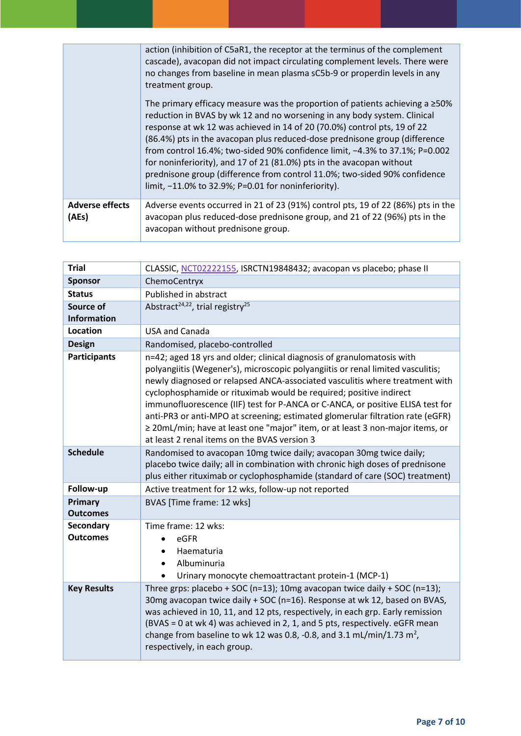| | |
|---|---|
| | action (inhibition of C5aR1, the receptor at the terminus of the complement cascade), avacopan did not impact circulating complement levels. There were no changes from baseline in mean plasma sC5b-9 or properdin levels in any treatment group.<br><br>The primary efficacy measure was the proportion of patients achieving a ≥50% reduction in BVAS by wk 12 and no worsening in any body system. Clinical response at wk 12 was achieved in 14 of 20 (70.0%) control pts, 19 of 22 (86.4%) pts in the avacopan plus reduced-dose prednisone group (difference from control 16.4%; two-sided 90% confidence limit, −4.3% to 37.1%; P=0.002 for noninferiority), and 17 of 21 (81.0%) pts in the avacopan without prednisone group (difference from control 11.0%; two-sided 90% confidence limit, −11.0% to 32.9%; P=0.01 for noninferiority). |
| **Adverse effects (AEs)** | Adverse events occurred in 21 of 23 (91%) control pts, 19 of 22 (86%) pts in the avacopan plus reduced-dose prednisone group, and 21 of 22 (96%) pts in the avacopan without prednisone group. |

| | |
|---|---|
| **Trial** | CLASSIC, NCT02222155, ISRCTN19848432; avacopan vs placebo; phase II |
| **Sponsor** | ChemoCentryx |
| **Status** | Published in abstract |
| **Source of Information** | Abstract[24,22], trial registry[25] |
| **Location** | USA and Canada |
| **Design** | Randomised, placebo-controlled |
| **Participants** | n=42; aged 18 yrs and older; clinical diagnosis of granulomatosis with polyangiitis (Wegener's), microscopic polyangiitis or renal limited vasculitis; newly diagnosed or relapsed ANCA-associated vasculitis where treatment with cyclophosphamide or rituximab would be required; positive indirect immunofluorescence (IIF) test for P-ANCA or C-ANCA, or positive ELISA test for anti-PR3 or anti-MPO at screening; estimated glomerular filtration rate (eGFR) ≥ 20mL/min; have at least one "major" item, or at least 3 non-major items, or at least 2 renal items on the BVAS version 3 |
| **Schedule** | Randomised to avacopan 10mg twice daily; avacopan 30mg twice daily; placebo twice daily; all in combination with chronic high doses of prednisone plus either rituximab or cyclophosphamide (standard of care (SOC) treatment) |
| **Follow-up** | Active treatment for 12 wks, follow-up not reported |
| **Primary Outcomes** | BVAS [Time frame: 12 wks] |
| **Secondary Outcomes** | Time frame: 12 wks:<br>• eGFR<br>• Haematuria<br>• Albuminuria<br>• Urinary monocyte chemoattractant protein-1 (MCP-1) |
| **Key Results** | Three grps: placebo + SOC (n=13); 10mg avacopan twice daily + SOC (n=13); 30mg avacopan twice daily + SOC (n=16). Response at wk 12, based on BVAS, was achieved in 10, 11, and 12 pts, respectively, in each grp. Early remission (BVAS = 0 at wk 4) was achieved in 2, 1, and 5 pts, respectively. eGFR mean change from baseline to wk 12 was 0.8, -0.8, and 3.1 mL/min/1.73 $m^2$, respectively, in each group. |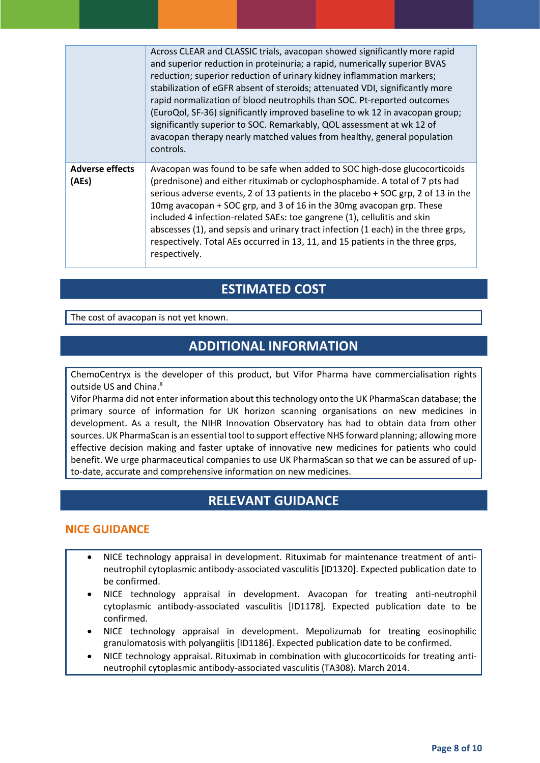| | |
|---|---|
| | Across CLEAR and CLASSIC trials, avacopan showed significantly more rapid and superior reduction in proteinuria; a rapid, numerically superior BVAS reduction; superior reduction of urinary kidney inflammation markers; stabilization of eGFR absent of steroids; attenuated VDI, significantly more rapid normalization of blood neutrophils than SOC. Pt-reported outcomes (EuroQol, SF-36) significantly improved baseline to wk 12 in avacopan group; significantly superior to SOC. Remarkably, QOL assessment at wk 12 of avacopan therapy nearly matched values from healthy, general population controls. |
| **Adverse effects (AEs)** | Avacopan was found to be safe when added to SOC high-dose glucocorticoids (prednisone) and either rituximab or cyclophosphamide. A total of 7 pts had serious adverse events, 2 of 13 patients in the placebo + SOC grp, 2 of 13 in the 10mg avacopan + SOC grp, and 3 of 16 in the 30mg avacopan grp. These included 4 infection-related SAEs: toe gangrene (1), cellulitis and skin abscesses (1), and sepsis and urinary tract infection (1 each) in the three grps, respectively. Total AEs occurred in 13, 11, and 15 patients in the three grps, respectively. |

## ESTIMATED COST

The cost of avacopan is not yet known.

## ADDITIONAL INFORMATION

ChemoCentryx is the developer of this product, but Vifor Pharma have commercialisation rights outside US and China.[8]

Vifor Pharma did not enter information about this technology onto the UK PharmaScan database; the primary source of information for UK horizon scanning organisations on new medicines in development. As a result, the NIHR Innovation Observatory has had to obtain data from other sources. UK PharmaScan is an essential tool to support effective NHS forward planning; allowing more effective decision making and faster uptake of innovative new medicines for patients who could benefit. We urge pharmaceutical companies to use UK PharmaScan so that we can be assured of up-to-date, accurate and comprehensive information on new medicines.

## RELEVANT GUIDANCE

### NICE GUIDANCE

- NICE technology appraisal in development. Rituximab for maintenance treatment of anti-neutrophil cytoplasmic antibody-associated vasculitis [ID1320]. Expected publication date to be confirmed.
- NICE technology appraisal in development. Avacopan for treating anti-neutrophil cytoplasmic antibody-associated vasculitis [ID1178]. Expected publication date to be confirmed.
- NICE technology appraisal in development. Mepolizumab for treating eosinophilic granulomatosis with polyangiitis [ID1186]. Expected publication date to be confirmed.
- NICE technology appraisal. Rituximab in combination with glucocorticoids for treating anti-neutrophil cytoplasmic antibody-associated vasculitis (TA308). March 2014.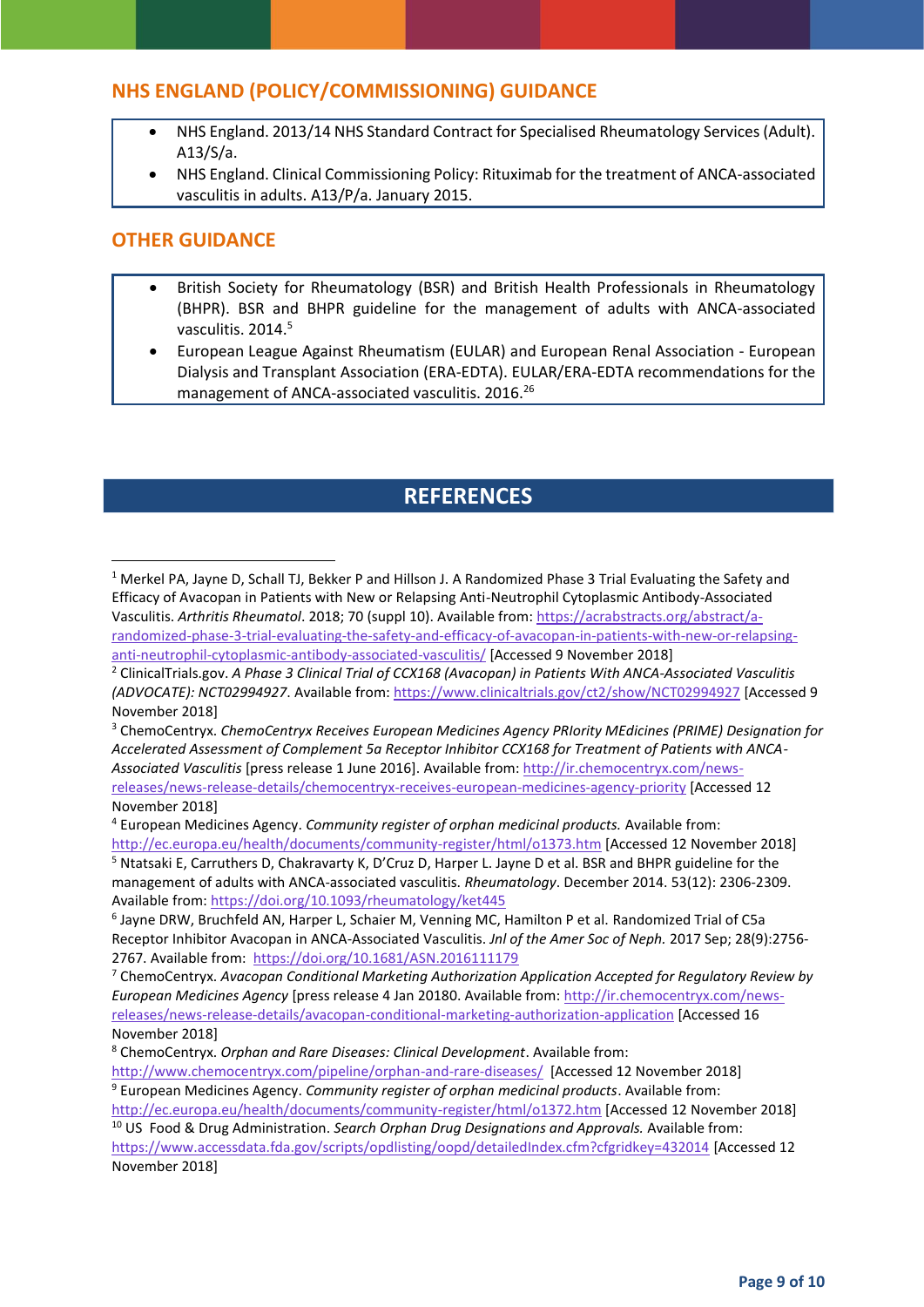## NHS ENGLAND (POLICY/COMMISSIONING) GUIDANCE

- NHS England. 2013/14 NHS Standard Contract for Specialised Rheumatology Services (Adult). A13/S/a.
- NHS England. Clinical Commissioning Policy: Rituximab for the treatment of ANCA-associated vasculitis in adults. A13/P/a. January 2015.

## OTHER GUIDANCE

- British Society for Rheumatology (BSR) and British Health Professionals in Rheumatology (BHPR). BSR and BHPR guideline for the management of adults with ANCA-associated vasculitis. 2014.[5]
- European League Against Rheumatism (EULAR) and European Renal Association - European Dialysis and Transplant Association (ERA-EDTA). EULAR/ERA-EDTA recommendations for the management of ANCA-associated vasculitis. 2016.[26]

## REFERENCES

[1] Merkel PA, Jayne D, Schall TJ, Bekker P and Hillson J. A Randomized Phase 3 Trial Evaluating the Safety and Efficacy of Avacopan in Patients with New or Relapsing Anti-Neutrophil Cytoplasmic Antibody-Associated Vasculitis. *Arthritis Rheumatol*. 2018; 70 (suppl 10). Available from: https://acrabstracts.org/abstract/a-randomized-phase-3-trial-evaluating-the-safety-and-efficacy-of-avacopan-in-patients-with-new-or-relapsing-anti-neutrophil-cytoplasmic-antibody-associated-vasculitis/ [Accessed 9 November 2018]

[2] ClinicalTrials.gov. *A Phase 3 Clinical Trial of CCX168 (Avacopan) in Patients With ANCA-Associated Vasculitis (ADVOCATE): NCT02994927*. Available from: https://www.clinicaltrials.gov/ct2/show/NCT02994927 [Accessed 9 November 2018]

[3] ChemoCentryx. *ChemoCentryx Receives European Medicines Agency PRIority MEdicines (PRIME) Designation for Accelerated Assessment of Complement 5a Receptor Inhibitor CCX168 for Treatment of Patients with ANCA-Associated Vasculitis* [press release 1 June 2016]. Available from: http://ir.chemocentryx.com/news-releases/news-release-details/chemocentryx-receives-european-medicines-agency-priority [Accessed 12 November 2018]

[4] European Medicines Agency. *Community register of orphan medicinal products.* Available from: http://ec.europa.eu/health/documents/community-register/html/o1373.htm [Accessed 12 November 2018]

[5] Ntatsaki E, Carruthers D, Chakravarty K, D'Cruz D, Harper L. Jayne D et al. BSR and BHPR guideline for the management of adults with ANCA-associated vasculitis. *Rheumatology*. December 2014. 53(12): 2306-2309. Available from: https://doi.org/10.1093/rheumatology/ket445

[6] Jayne DRW, Bruchfeld AN, Harper L, Schaier M, Venning MC, Hamilton P et al. Randomized Trial of C5a Receptor Inhibitor Avacopan in ANCA-Associated Vasculitis. *Jnl of the Amer Soc of Neph.* 2017 Sep; 28(9):2756-2767. Available from: https://doi.org/10.1681/ASN.2016111179

[7] ChemoCentryx. *Avacopan Conditional Marketing Authorization Application Accepted for Regulatory Review by European Medicines Agency* [press release 4 Jan 20180. Available from: http://ir.chemocentryx.com/news-releases/news-release-details/avacopan-conditional-marketing-authorization-application [Accessed 16 November 2018]

[8] ChemoCentryx. *Orphan and Rare Diseases: Clinical Development*. Available from: http://www.chemocentryx.com/pipeline/orphan-and-rare-diseases/ [Accessed 12 November 2018]

[9] European Medicines Agency. *Community register of orphan medicinal products*. Available from: http://ec.europa.eu/health/documents/community-register/html/o1372.htm [Accessed 12 November 2018]

[10] US Food & Drug Administration. *Search Orphan Drug Designations and Approvals.* Available from: https://www.accessdata.fda.gov/scripts/opdlisting/oopd/detailedIndex.cfm?cfgridkey=432014 [Accessed 12 November 2018]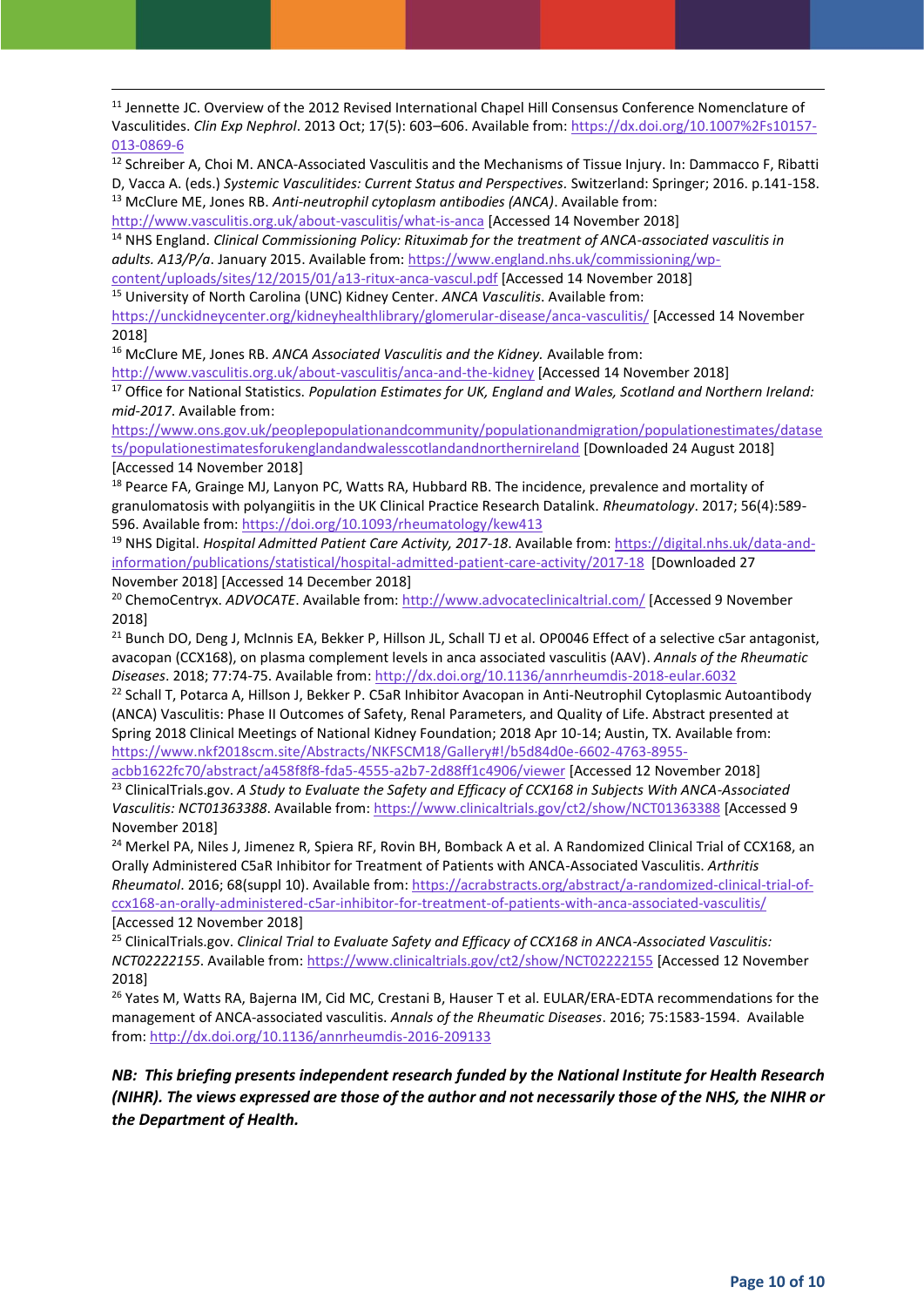[11] Jennette JC. Overview of the 2012 Revised International Chapel Hill Consensus Conference Nomenclature of Vasculitides. *Clin Exp Nephrol*. 2013 Oct; 17(5): 603–606. Available from: https://dx.doi.org/10.1007%2Fs10157-013-0869-6

[12] Schreiber A, Choi M. ANCA-Associated Vasculitis and the Mechanisms of Tissue Injury. In: Dammacco F, Ribatti D, Vacca A. (eds.) *Systemic Vasculitides: Current Status and Perspectives*. Switzerland: Springer; 2016. p.141-158.

[13] McClure ME, Jones RB. *Anti-neutrophil cytoplasm antibodies (ANCA)*. Available from: http://www.vasculitis.org.uk/about-vasculitis/what-is-anca [Accessed 14 November 2018]

[14] NHS England. *Clinical Commissioning Policy: Rituximab for the treatment of ANCA-associated vasculitis in adults. A13/P/a*. January 2015. Available from: https://www.england.nhs.uk/commissioning/wp-content/uploads/sites/12/2015/01/a13-ritux-anca-vascul.pdf [Accessed 14 November 2018]

[15] University of North Carolina (UNC) Kidney Center. *ANCA Vasculitis*. Available from: https://unckidneycenter.org/kidneyhealthlibrary/glomerular-disease/anca-vasculitis/ [Accessed 14 November 2018]

[16] McClure ME, Jones RB. *ANCA Associated Vasculitis and the Kidney.* Available from: http://www.vasculitis.org.uk/about-vasculitis/anca-and-the-kidney [Accessed 14 November 2018]

[17] Office for National Statistics. *Population Estimates for UK, England and Wales, Scotland and Northern Ireland: mid-2017*. Available from: https://www.ons.gov.uk/peoplepopulationandcommunity/populationandmigration/populationestimates/datasets/populationestimatesforukenglandandwalesscotlandandnorthernireland [Downloaded 24 August 2018] [Accessed 14 November 2018]

[18] Pearce FA, Grainge MJ, Lanyon PC, Watts RA, Hubbard RB. The incidence, prevalence and mortality of granulomatosis with polyangiitis in the UK Clinical Practice Research Datalink. *Rheumatology*. 2017; 56(4):589-596. Available from: https://doi.org/10.1093/rheumatology/kew413

[19] NHS Digital. *Hospital Admitted Patient Care Activity, 2017-18*. Available from: https://digital.nhs.uk/data-and-information/publications/statistical/hospital-admitted-patient-care-activity/2017-18 [Downloaded 27 November 2018] [Accessed 14 December 2018]

[20] ChemoCentryx. *ADVOCATE*. Available from: http://www.advocateclinicaltrial.com/ [Accessed 9 November 2018]

[21] Bunch DO, Deng J, McInnis EA, Bekker P, Hillson JL, Schall TJ et al. OP0046 Effect of a selective c5ar antagonist, avacopan (CCX168), on plasma complement levels in anca associated vasculitis (AAV). *Annals of the Rheumatic Diseases*. 2018; 77:74-75. Available from: http://dx.doi.org/10.1136/annrheumdis-2018-eular.6032

[22] Schall T, Potarca A, Hillson J, Bekker P. C5aR Inhibitor Avacopan in Anti-Neutrophil Cytoplasmic Autoantibody (ANCA) Vasculitis: Phase II Outcomes of Safety, Renal Parameters, and Quality of Life. Abstract presented at Spring 2018 Clinical Meetings of National Kidney Foundation; 2018 Apr 10-14; Austin, TX. Available from: https://www.nkf2018scm.site/Abstracts/NKFSCM18/Gallery#!/b5d84d0e-6602-4763-8955-acbb1622fc70/abstract/a458f8f8-fda5-4555-a2b7-2d88ff1c4906/viewer [Accessed 12 November 2018]

[23] ClinicalTrials.gov. *A Study to Evaluate the Safety and Efficacy of CCX168 in Subjects With ANCA-Associated Vasculitis: NCT01363388*. Available from: https://www.clinicaltrials.gov/ct2/show/NCT01363388 [Accessed 9 November 2018]

[24] Merkel PA, Niles J, Jimenez R, Spiera RF, Rovin BH, Bomback A et al. A Randomized Clinical Trial of CCX168, an Orally Administered C5aR Inhibitor for Treatment of Patients with ANCA-Associated Vasculitis. *Arthritis Rheumatol*. 2016; 68(suppl 10). Available from: https://acrabstracts.org/abstract/a-randomized-clinical-trial-of-ccx168-an-orally-administered-c5ar-inhibitor-for-treatment-of-patients-with-anca-associated-vasculitis/ [Accessed 12 November 2018]

[25] ClinicalTrials.gov. *Clinical Trial to Evaluate Safety and Efficacy of CCX168 in ANCA-Associated Vasculitis: NCT02222155*. Available from: https://www.clinicaltrials.gov/ct2/show/NCT02222155 [Accessed 12 November 2018]

[26] Yates M, Watts RA, Bajerna IM, Cid MC, Crestani B, Hauser T et al. EULAR/ERA-EDTA recommendations for the management of ANCA-associated vasculitis. *Annals of the Rheumatic Diseases*. 2016; 75:1583-1594. Available from: http://dx.doi.org/10.1136/annrheumdis-2016-209133

***NB: This briefing presents independent research funded by the National Institute for Health Research (NIHR). The views expressed are those of the author and not necessarily those of the NHS, the NIHR or the Department of Health.***